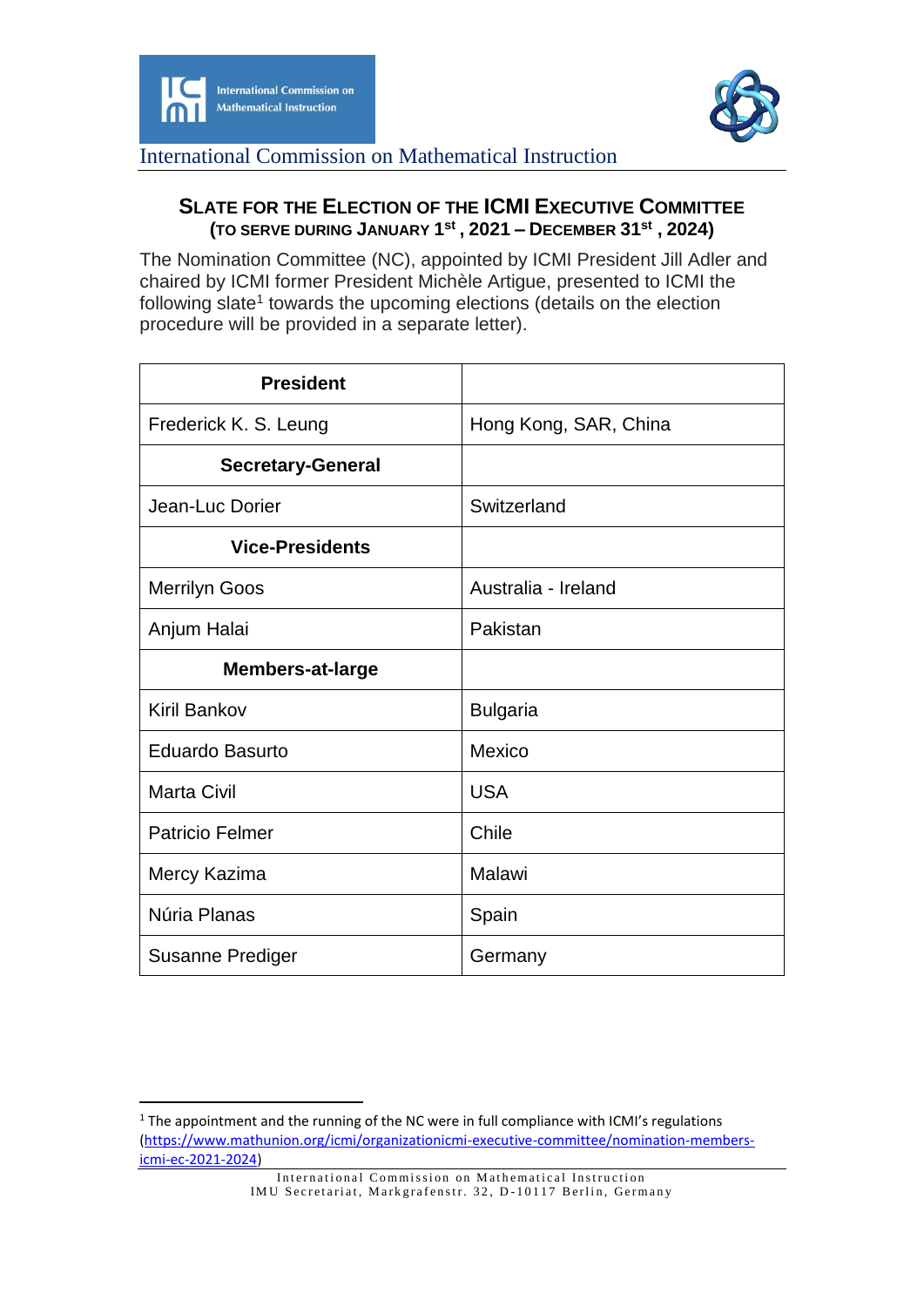International Commission on Mathematical Instruction

## SLATE FOR THE ELECTION OF THE ICMI EXECUTIVE COMMITTEE
### (TO SERVE DURING JANUARY 1st, 2021 – DECEMBER 31st, 2024)

The Nomination Committee (NC), appointed by ICMI President Jill Adler and chaired by ICMI former President Michèle Artigue, presented to ICMI the following slate[1] towards the upcoming elections (details on the election procedure will be provided in a separate letter).

| **President** | |
|---|---|
| Frederick K. S. Leung | Hong Kong, SAR, China |
| **Secretary-General** | |
| Jean-Luc Dorier | Switzerland |
| **Vice-Presidents** | |
| Merrilyn Goos | Australia - Ireland |
| Anjum Halai | Pakistan |
| **Members-at-large** | |
| Kiril Bankov | Bulgaria |
| Eduardo Basurto | Mexico |
| Marta Civil | USA |
| Patricio Felmer | Chile |
| Mercy Kazima | Malawi |
| Núria Planas | Spain |
| Susanne Prediger | Germany |

[1] The appointment and the running of the NC were in full compliance with ICMI's regulations (https://www.mathunion.org/icmi/organizationicmi-executive-committee/nomination-members-icmi-ec-2021-2024)

International Commission on Mathematical Instruction
IMU Secretariat, Markgrafenstr. 32, D-10117 Berlin, Germany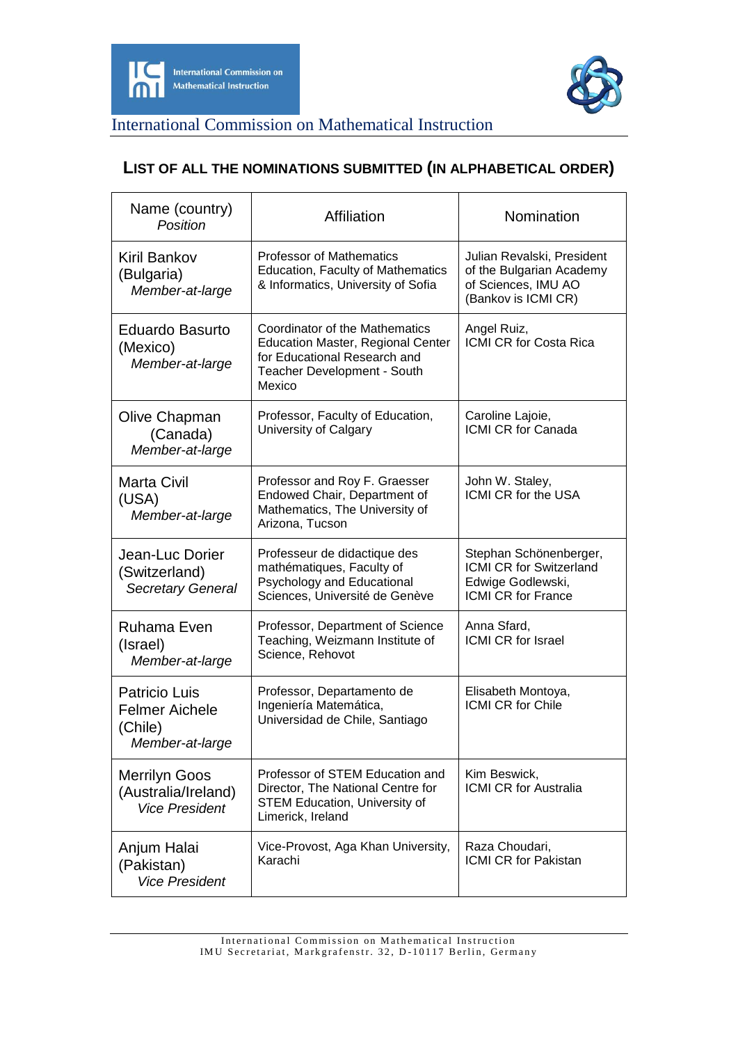International Commission on Mathematical Instruction

## LIST OF ALL THE NOMINATIONS SUBMITTED (IN ALPHABETICAL ORDER)

| Name (country)<br>*Position* | Affiliation | Nomination |
|---|---|---|
| Kiril Bankov (Bulgaria)<br>*Member-at-large* | Professor of Mathematics Education, Faculty of Mathematics & Informatics, University of Sofia | Julian Revalski, President of the Bulgarian Academy of Sciences, IMU AO (Bankov is ICMI CR) |
| Eduardo Basurto (Mexico)<br>*Member-at-large* | Coordinator of the Mathematics Education Master, Regional Center for Educational Research and Teacher Development - South Mexico | Angel Ruiz, ICMI CR for Costa Rica |
| Olive Chapman (Canada)<br>*Member-at-large* | Professor, Faculty of Education, University of Calgary | Caroline Lajoie, ICMI CR for Canada |
| Marta Civil (USA)<br>*Member-at-large* | Professor and Roy F. Graesser Endowed Chair, Department of Mathematics, The University of Arizona, Tucson | John W. Staley, ICMI CR for the USA |
| Jean-Luc Dorier (Switzerland)<br>*Secretary General* | Professeur de didactique des mathématiques, Faculty of Psychology and Educational Sciences, Université de Genève | Stephan Schönenberger, ICMI CR for Switzerland<br>Edwige Godlewski, ICMI CR for France |
| Ruhama Even (Israel)<br>*Member-at-large* | Professor, Department of Science Teaching, Weizmann Institute of Science, Rehovot | Anna Sfard, ICMI CR for Israel |
| Patricio Luis Felmer Aichele (Chile)<br>*Member-at-large* | Professor, Departamento de Ingeniería Matemática, Universidad de Chile, Santiago | Elisabeth Montoya, ICMI CR for Chile |
| Merrilyn Goos (Australia/Ireland)<br>*Vice President* | Professor of STEM Education and Director, The National Centre for STEM Education, University of Limerick, Ireland | Kim Beswick, ICMI CR for Australia |
| Anjum Halai (Pakistan)<br>*Vice President* | Vice-Provost, Aga Khan University, Karachi | Raza Choudari, ICMI CR for Pakistan |

International Commission on Mathematical Instruction
IMU Secretariat, Markgrafenstr. 32, D-10117 Berlin, Germany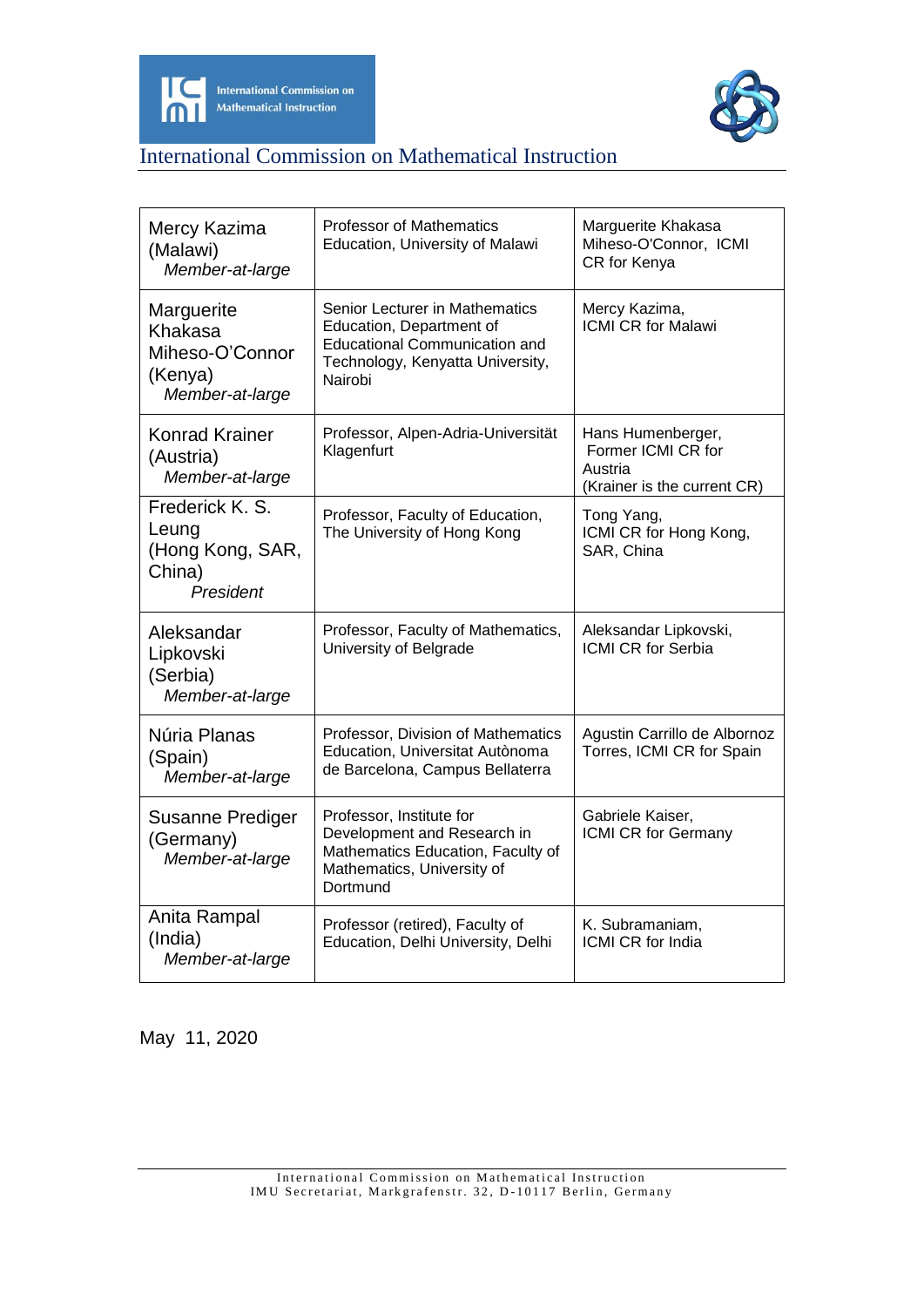| | | |
|---|---|---|
| Mercy Kazima (Malawi) *Member-at-large* | Professor of Mathematics Education, University of Malawi | Marguerite Khakasa Miheso-O'Connor, ICMI CR for Kenya |
| Marguerite Khakasa Miheso-O'Connor (Kenya) *Member-at-large* | Senior Lecturer in Mathematics Education, Department of Educational Communication and Technology, Kenyatta University, Nairobi | Mercy Kazima, ICMI CR for Malawi |
| Konrad Krainer (Austria) *Member-at-large* | Professor, Alpen-Adria-Universität Klagenfurt | Hans Humenberger, Former ICMI CR for Austria (Krainer is the current CR) |
| Frederick K. S. Leung (Hong Kong, SAR, China) *President* | Professor, Faculty of Education, The University of Hong Kong | Tong Yang, ICMI CR for Hong Kong, SAR, China |
| Aleksandar Lipkovski (Serbia) *Member-at-large* | Professor, Faculty of Mathematics, University of Belgrade | Aleksandar Lipkovski, ICMI CR for Serbia |
| Núria Planas (Spain) *Member-at-large* | Professor, Division of Mathematics Education, Universitat Autònoma de Barcelona, Campus Bellaterra | Agustin Carrillo de Albornoz Torres, ICMI CR for Spain |
| Susanne Prediger (Germany) *Member-at-large* | Professor, Institute for Development and Research in Mathematics Education, Faculty of Mathematics, University of Dortmund | Gabriele Kaiser, ICMI CR for Germany |
| Anita Rampal (India) *Member-at-large* | Professor (retired), Faculty of Education, Delhi University, Delhi | K. Subramaniam, ICMI CR for India |

May 11, 2020